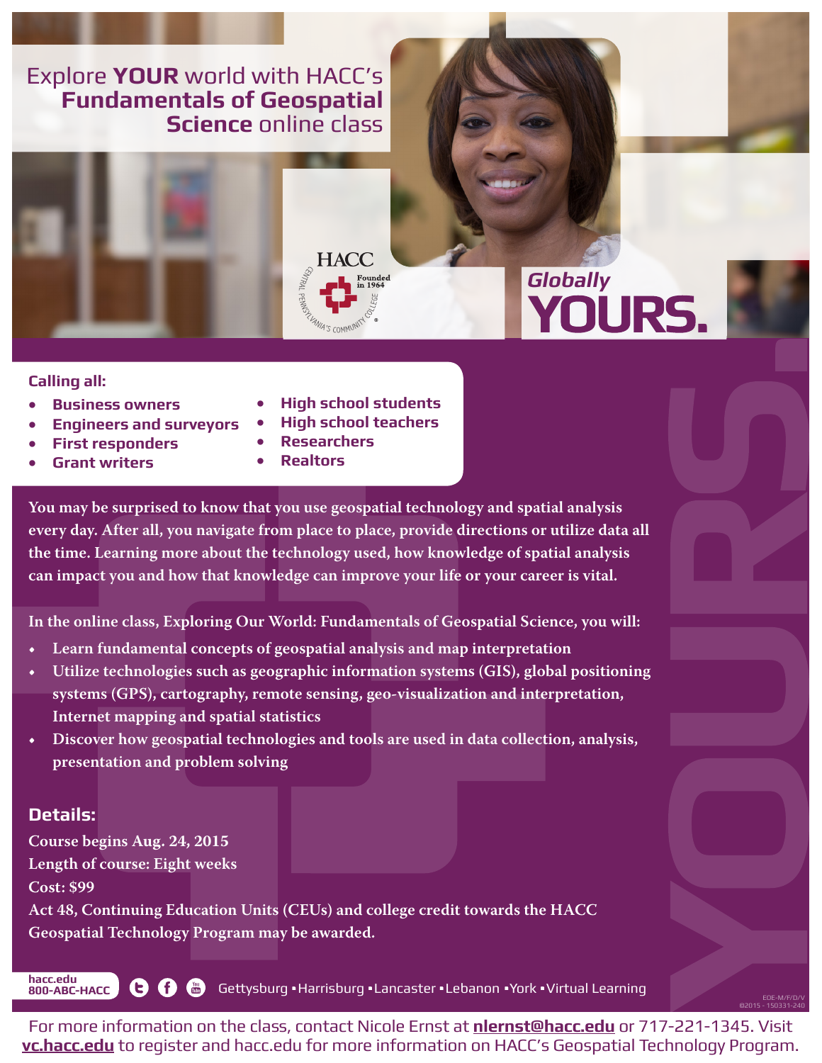# Explore **YOUR** world with HACC's **Fundamentals of Geospatial Science** online class

HACC
Founded in 1964
Central Pennsylvania's Community College

*Globally* **YOURS.**

**Calling all:**

- Business owners
- Engineers and surveyors
- First responders
- Grant writers
- High school students
- High school teachers
- Researchers
- Realtors

You may be surprised to know that you use geospatial technology and spatial analysis every day. After all, you navigate from place to place, provide directions or utilize data all the time. Learning more about the technology used, how knowledge of spatial analysis can impact you and how that knowledge can improve your life or your career is vital.

In the online class, Exploring Our World: Fundamentals of Geospatial Science, you will:

- Learn fundamental concepts of geospatial analysis and map interpretation
- Utilize technologies such as geographic information systems (GIS), global positioning systems (GPS), cartography, remote sensing, geo-visualization and interpretation, Internet mapping and spatial statistics
- Discover how geospatial technologies and tools are used in data collection, analysis, presentation and problem solving

## Details:

Course begins Aug. 24, 2015
Length of course: Eight weeks
Cost: $99
Act 48, Continuing Education Units (CEUs) and college credit towards the HACC Geospatial Technology Program may be awarded.

hacc.edu
800-ABC-HACC

Gettysburg ▪ Harrisburg ▪ Lancaster ▪ Lebanon ▪ York ▪ Virtual Learning

EOE-M/F/D/V
©2015 - 150331-240

For more information on the class, contact Nicole Ernst at **nlernst@hacc.edu** or 717-221-1345. Visit **vc.hacc.edu** to register and hacc.edu for more information on HACC's Geospatial Technology Program.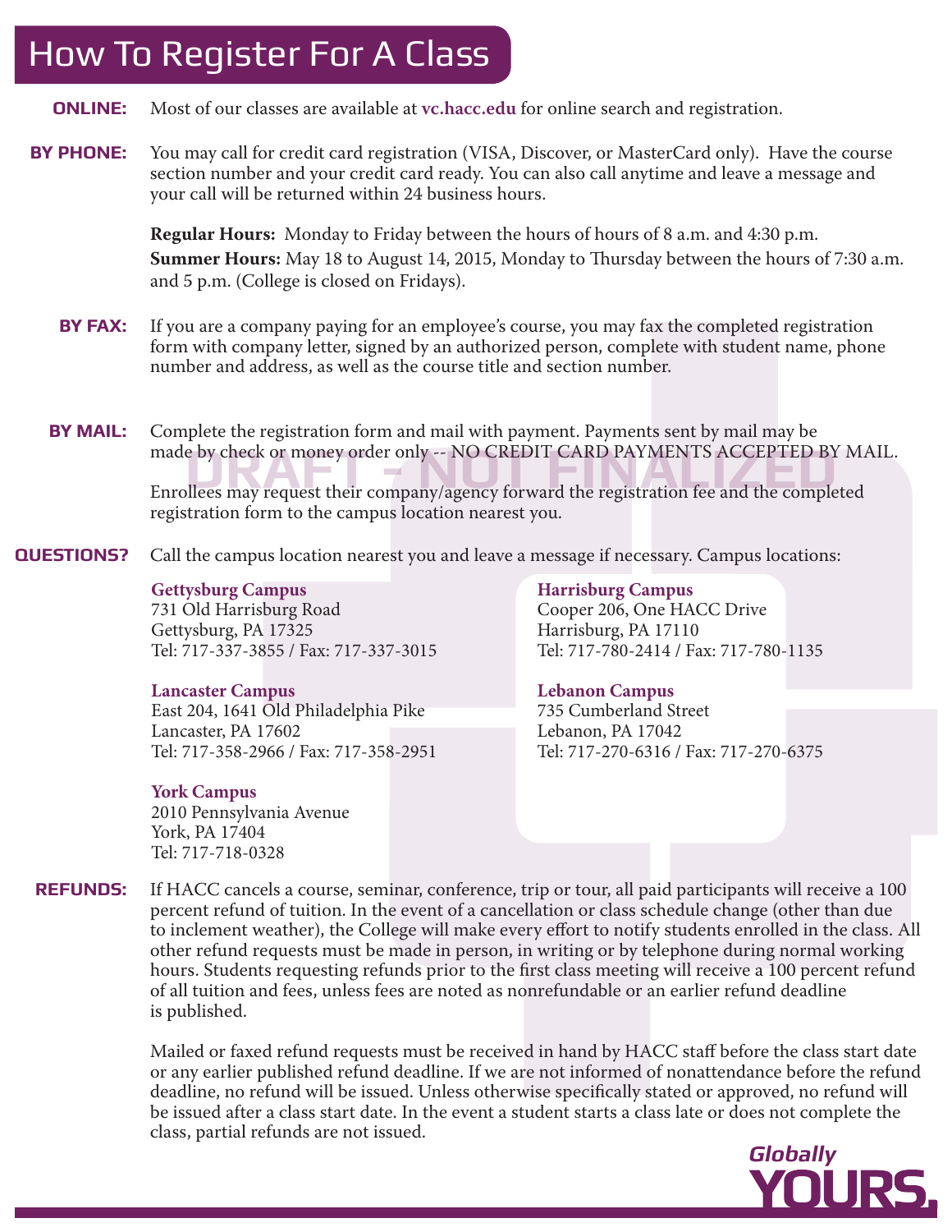# How To Register For A Class

**ONLINE:** Most of our classes are available at **vc.hacc.edu** for online search and registration.

**BY PHONE:** You may call for credit card registration (VISA, Discover, or MasterCard only). Have the course section number and your credit card ready. You can also call anytime and leave a message and your call will be returned within 24 business hours.

**Regular Hours:** Monday to Friday between the hours of hours of 8 a.m. and 4:30 p.m.
**Summer Hours:** May 18 to August 14, 2015, Monday to Thursday between the hours of 7:30 a.m. and 5 p.m. (College is closed on Fridays).

**BY FAX:** If you are a company paying for an employee's course, you may fax the completed registration form with company letter, signed by an authorized person, complete with student name, phone number and address, as well as the course title and section number.

**BY MAIL:** Complete the registration form and mail with payment. Payments sent by mail may be made by check or money order only -- NO CREDIT CARD PAYMENTS ACCEPTED BY MAIL.

DRAFT - NOT FINALIZED

Enrollees may request their company/agency forward the registration fee and the completed registration form to the campus location nearest you.

**QUESTIONS?** Call the campus location nearest you and leave a message if necessary. Campus locations:

**Gettysburg Campus**
731 Old Harrisburg Road
Gettysburg, PA 17325
Tel: 717-337-3855 / Fax: 717-337-3015

**Harrisburg Campus**
Cooper 206, One HACC Drive
Harrisburg, PA 17110
Tel: 717-780-2414 / Fax: 717-780-1135

**Lancaster Campus**
East 204, 1641 Old Philadelphia Pike
Lancaster, PA 17602
Tel: 717-358-2966 / Fax: 717-358-2951

**Lebanon Campus**
735 Cumberland Street
Lebanon, PA 17042
Tel: 717-270-6316 / Fax: 717-270-6375

**York Campus**
2010 Pennsylvania Avenue
York, PA 17404
Tel: 717-718-0328

**REFUNDS:** If HACC cancels a course, seminar, conference, trip or tour, all paid participants will receive a 100 percent refund of tuition. In the event of a cancellation or class schedule change (other than due to inclement weather), the College will make every effort to notify students enrolled in the class. All other refund requests must be made in person, in writing or by telephone during normal working hours. Students requesting refunds prior to the first class meeting will receive a 100 percent refund of all tuition and fees, unless fees are noted as nonrefundable or an earlier refund deadline is published.

Mailed or faxed refund requests must be received in hand by HACC staff before the class start date or any earlier published refund deadline. If we are not informed of nonattendance before the refund deadline, no refund will be issued. Unless otherwise specifically stated or approved, no refund will be issued after a class start date. In the event a student starts a class late or does not complete the class, partial refunds are not issued.

Globally YOURS.